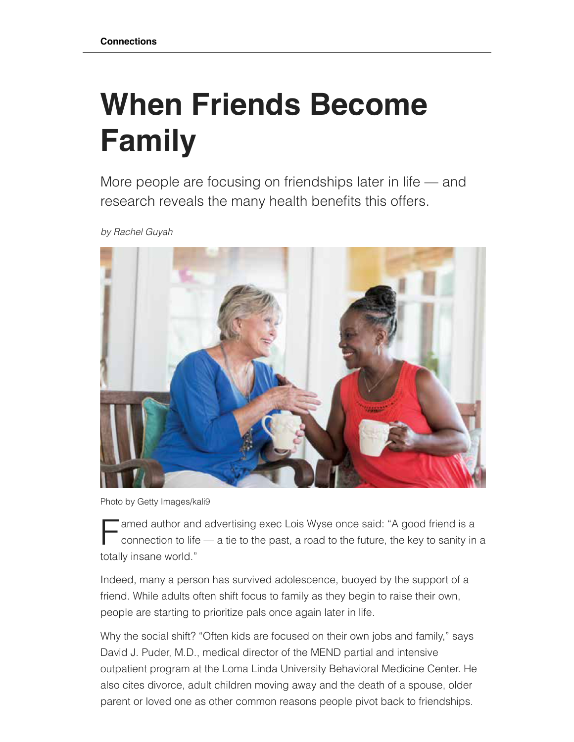Connections

# When Friends Become Family

More people are focusing on friendships later in life — and research reveals the many health benefits this offers.

*by Rachel Guyah*

Photo by Getty Images/kali9

Famed author and advertising exec Lois Wyse once said: "A good friend is a connection to life — a tie to the past, a road to the future, the key to sanity in a totally insane world."

Indeed, many a person has survived adolescence, buoyed by the support of a friend. While adults often shift focus to family as they begin to raise their own, people are starting to prioritize pals once again later in life.

Why the social shift? "Often kids are focused on their own jobs and family," says David J. Puder, M.D., medical director of the MEND partial and intensive outpatient program at the Loma Linda University Behavioral Medicine Center. He also cites divorce, adult children moving away and the death of a spouse, older parent or loved one as other common reasons people pivot back to friendships.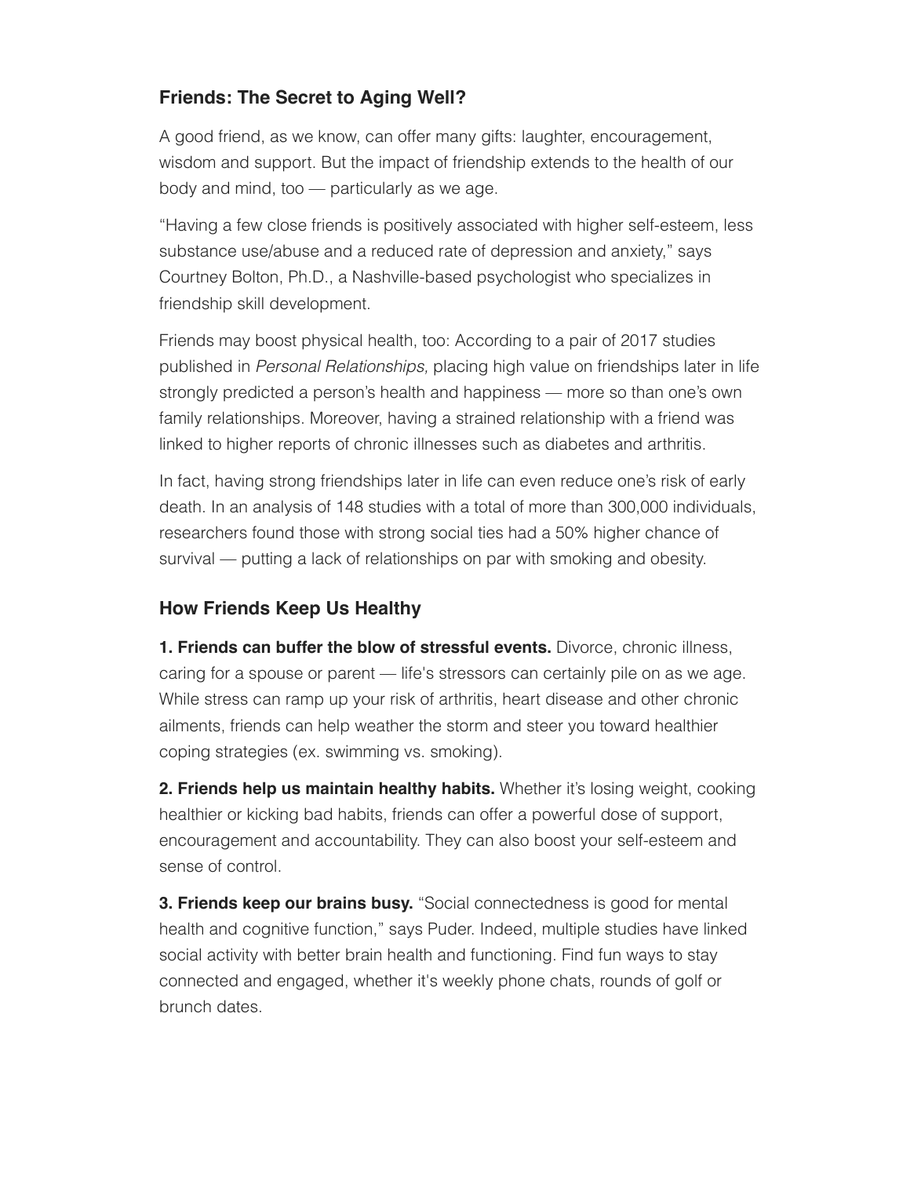## Friends: The Secret to Aging Well?

A good friend, as we know, can offer many gifts: laughter, encouragement, wisdom and support. But the impact of friendship extends to the health of our body and mind, too — particularly as we age.

“Having a few close friends is positively associated with higher self-esteem, less substance use/abuse and a reduced rate of depression and anxiety,” says Courtney Bolton, Ph.D., a Nashville-based psychologist who specializes in friendship skill development.

Friends may boost physical health, too: According to a pair of 2017 studies published in *Personal Relationships,* placing high value on friendships later in life strongly predicted a person’s health and happiness — more so than one’s own family relationships. Moreover, having a strained relationship with a friend was linked to higher reports of chronic illnesses such as diabetes and arthritis.

In fact, having strong friendships later in life can even reduce one’s risk of early death. In an analysis of 148 studies with a total of more than 300,000 individuals, researchers found those with strong social ties had a 50% higher chance of survival — putting a lack of relationships on par with smoking and obesity.

## How Friends Keep Us Healthy

**1. Friends can buffer the blow of stressful events.** Divorce, chronic illness, caring for a spouse or parent — life's stressors can certainly pile on as we age. While stress can ramp up your risk of arthritis, heart disease and other chronic ailments, friends can help weather the storm and steer you toward healthier coping strategies (ex. swimming vs. smoking).

**2. Friends help us maintain healthy habits.** Whether it’s losing weight, cooking healthier or kicking bad habits, friends can offer a powerful dose of support, encouragement and accountability. They can also boost your self-esteem and sense of control.

**3. Friends keep our brains busy.** “Social connectedness is good for mental health and cognitive function,” says Puder. Indeed, multiple studies have linked social activity with better brain health and functioning. Find fun ways to stay connected and engaged, whether it's weekly phone chats, rounds of golf or brunch dates.